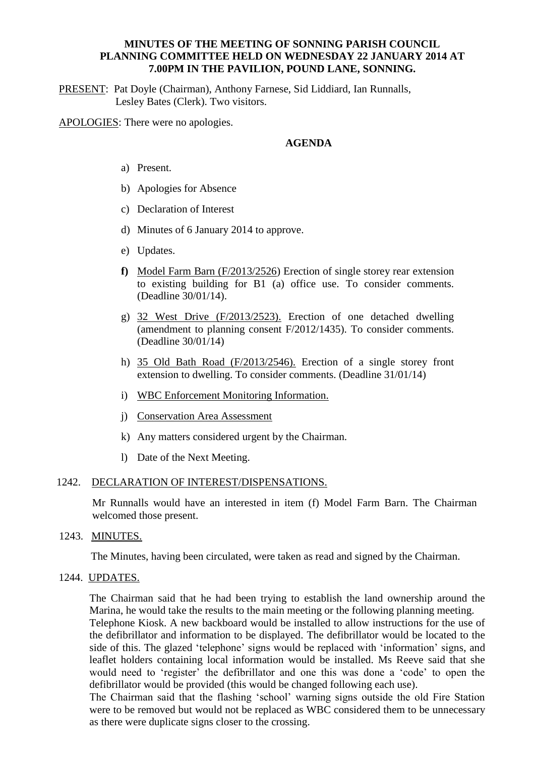**MINUTES OF THE MEETING OF SONNING PARISH COUNCIL PLANNING COMMITTEE HELD ON WEDNESDAY 22 JANUARY 2014 AT 7.00PM IN THE PAVILION, POUND LANE, SONNING.**

PRESENT: Pat Doyle (Chairman), Anthony Farnese, Sid Liddiard, Ian Runnalls, Lesley Bates (Clerk). Two visitors.

APOLOGIES: There were no apologies.

**AGENDA**

a) Present.

b) Apologies for Absence

c) Declaration of Interest

d) Minutes of 6 January 2014 to approve.

e) Updates.

**f)** Model Farm Barn (F/2013/2526) Erection of single storey rear extension to existing building for B1 (a) office use. To consider comments. (Deadline 30/01/14).

g) 32 West Drive (F/2013/2523). Erection of one detached dwelling (amendment to planning consent F/2012/1435). To consider comments. (Deadline 30/01/14)

h) 35 Old Bath Road (F/2013/2546). Erection of a single storey front extension to dwelling. To consider comments. (Deadline 31/01/14)

i) WBC Enforcement Monitoring Information.

j) Conservation Area Assessment

k) Any matters considered urgent by the Chairman.

l) Date of the Next Meeting.

1242. DECLARATION OF INTEREST/DISPENSATIONS.

Mr Runnalls would have an interested in item (f) Model Farm Barn. The Chairman welcomed those present.

1243. MINUTES.

The Minutes, having been circulated, were taken as read and signed by the Chairman.

1244. UPDATES.

The Chairman said that he had been trying to establish the land ownership around the Marina, he would take the results to the main meeting or the following planning meeting.
Telephone Kiosk. A new backboard would be installed to allow instructions for the use of the defibrillator and information to be displayed. The defibrillator would be located to the side of this. The glazed 'telephone' signs would be replaced with 'information' signs, and leaflet holders containing local information would be installed. Ms Reeve said that she would need to 'register' the defibrillator and one this was done a 'code' to open the defibrillator would be provided (this would be changed following each use).
The Chairman said that the flashing 'school' warning signs outside the old Fire Station were to be removed but would not be replaced as WBC considered them to be unnecessary as there were duplicate signs closer to the crossing.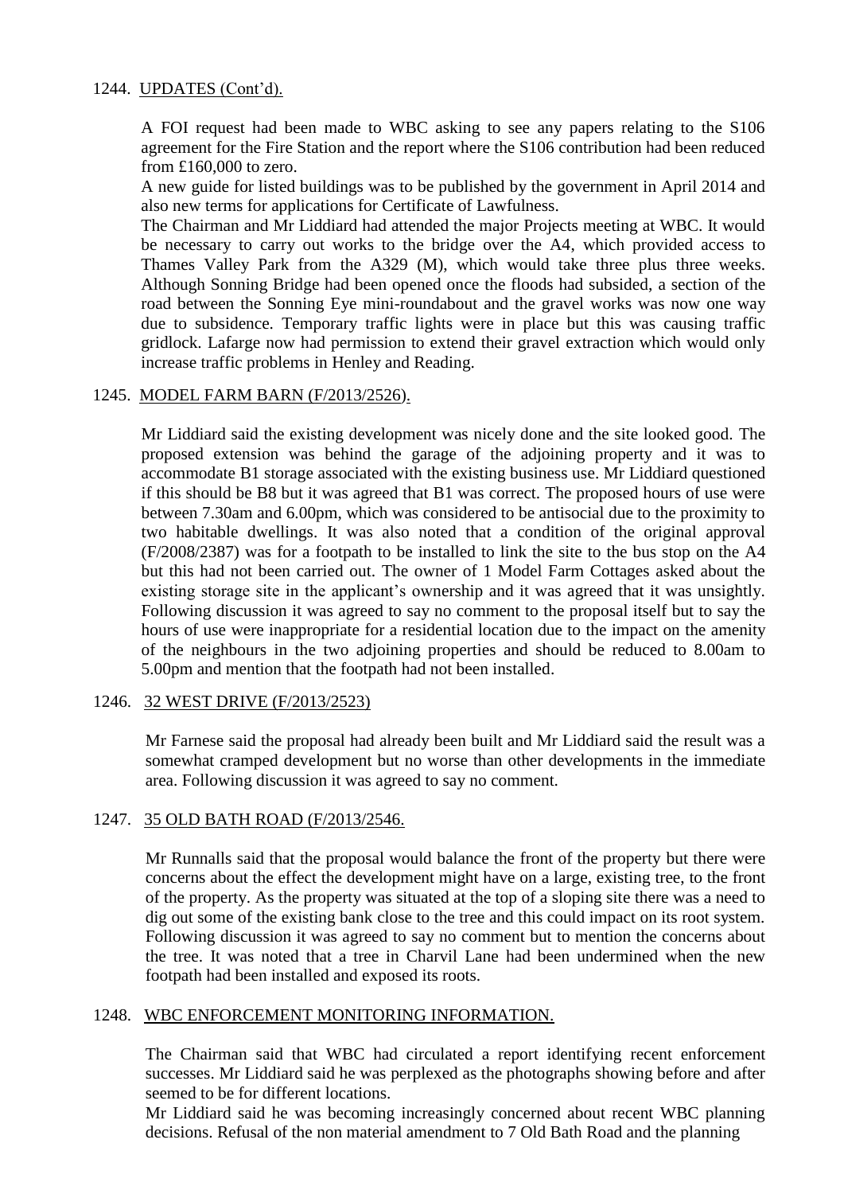1244. UPDATES (Cont'd).

A FOI request had been made to WBC asking to see any papers relating to the S106 agreement for the Fire Station and the report where the S106 contribution had been reduced from £160,000 to zero.

A new guide for listed buildings was to be published by the government in April 2014 and also new terms for applications for Certificate of Lawfulness.

The Chairman and Mr Liddiard had attended the major Projects meeting at WBC. It would be necessary to carry out works to the bridge over the A4, which provided access to Thames Valley Park from the A329 (M), which would take three plus three weeks. Although Sonning Bridge had been opened once the floods had subsided, a section of the road between the Sonning Eye mini-roundabout and the gravel works was now one way due to subsidence. Temporary traffic lights were in place but this was causing traffic gridlock. Lafarge now had permission to extend their gravel extraction which would only increase traffic problems in Henley and Reading.

1245. MODEL FARM BARN (F/2013/2526).

Mr Liddiard said the existing development was nicely done and the site looked good. The proposed extension was behind the garage of the adjoining property and it was to accommodate B1 storage associated with the existing business use. Mr Liddiard questioned if this should be B8 but it was agreed that B1 was correct. The proposed hours of use were between 7.30am and 6.00pm, which was considered to be antisocial due to the proximity to two habitable dwellings. It was also noted that a condition of the original approval (F/2008/2387) was for a footpath to be installed to link the site to the bus stop on the A4 but this had not been carried out. The owner of 1 Model Farm Cottages asked about the existing storage site in the applicant's ownership and it was agreed that it was unsightly. Following discussion it was agreed to say no comment to the proposal itself but to say the hours of use were inappropriate for a residential location due to the impact on the amenity of the neighbours in the two adjoining properties and should be reduced to 8.00am to 5.00pm and mention that the footpath had not been installed.

1246. 32 WEST DRIVE (F/2013/2523)

Mr Farnese said the proposal had already been built and Mr Liddiard said the result was a somewhat cramped development but no worse than other developments in the immediate area. Following discussion it was agreed to say no comment.

1247. 35 OLD BATH ROAD (F/2013/2546.

Mr Runnalls said that the proposal would balance the front of the property but there were concerns about the effect the development might have on a large, existing tree, to the front of the property. As the property was situated at the top of a sloping site there was a need to dig out some of the existing bank close to the tree and this could impact on its root system. Following discussion it was agreed to say no comment but to mention the concerns about the tree. It was noted that a tree in Charvil Lane had been undermined when the new footpath had been installed and exposed its roots.

1248. WBC ENFORCEMENT MONITORING INFORMATION.

The Chairman said that WBC had circulated a report identifying recent enforcement successes. Mr Liddiard said he was perplexed as the photographs showing before and after seemed to be for different locations.

Mr Liddiard said he was becoming increasingly concerned about recent WBC planning decisions. Refusal of the non material amendment to 7 Old Bath Road and the planning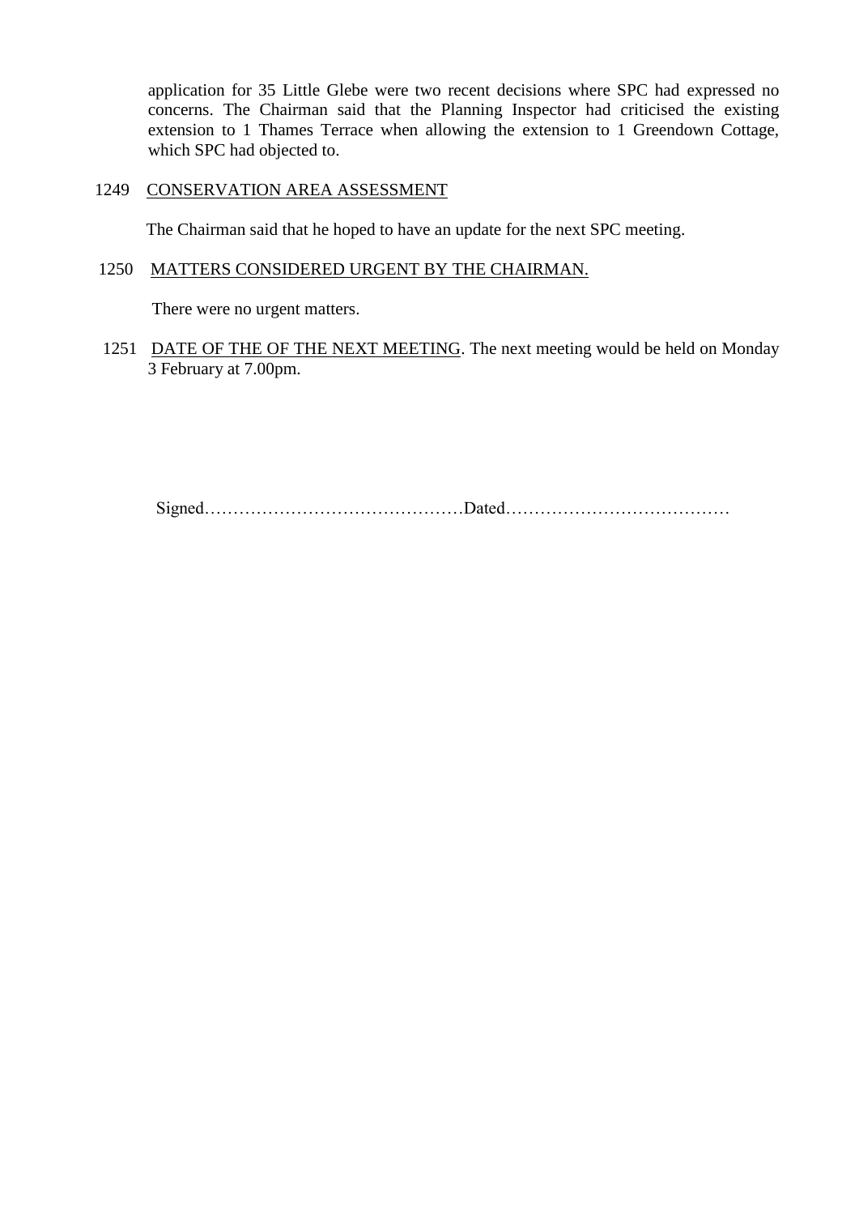application for 35 Little Glebe were two recent decisions where SPC had expressed no concerns. The Chairman said that the Planning Inspector had criticised the existing extension to 1 Thames Terrace when allowing the extension to 1 Greendown Cottage, which SPC had objected to.

1249 CONSERVATION AREA ASSESSMENT

The Chairman said that he hoped to have an update for the next SPC meeting.

1250 MATTERS CONSIDERED URGENT BY THE CHAIRMAN.

There were no urgent matters.

1251 DATE OF THE OF THE NEXT MEETING. The next meeting would be held on Monday 3 February at 7.00pm.

Signed………………………………………Dated…………………………………